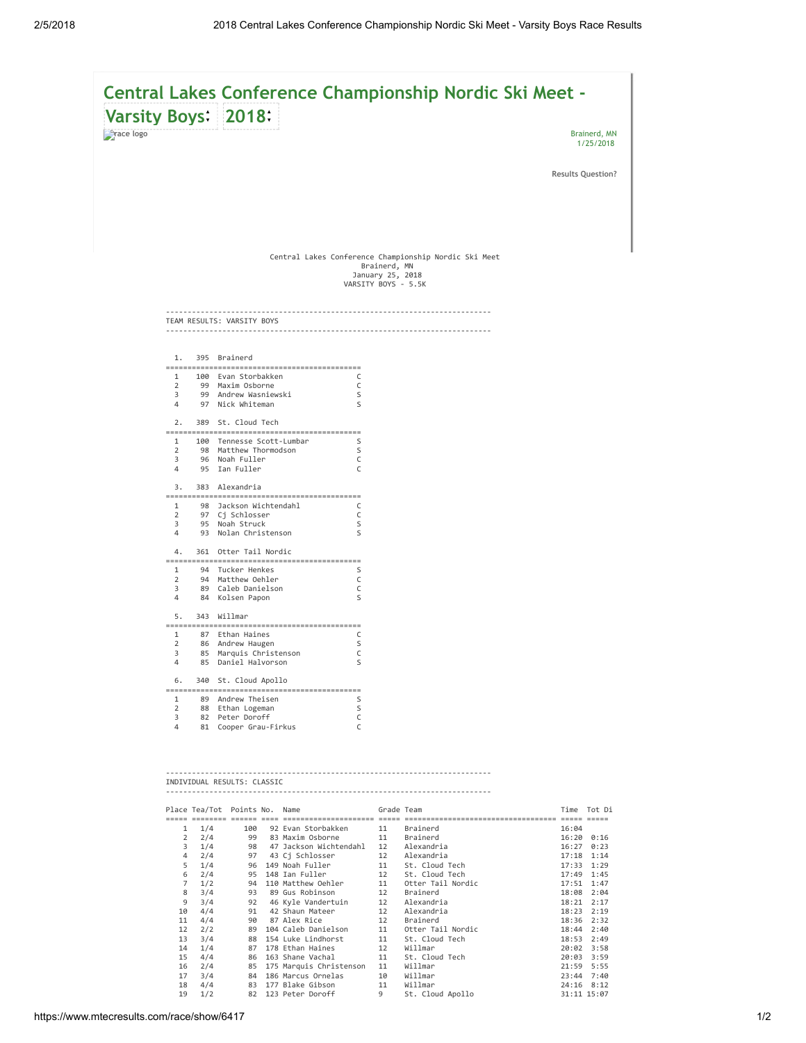# Central Lakes Conference Championship Nordic Ski Meet - Varsity Boys 2018

race logo

Brainerd, MN
1/25/2018

Results Question?

Central Lakes Conference Championship Nordic Ski Meet
Brainerd, MN
January 25, 2018
VARSITY BOYS - 5.5K

## TEAM RESULTS: VARSITY BOYS

### 1. 395 Brainerd

| | Points | Name | |
|---|---|---|---|
| 1 | 100 | Evan Storbakken | C |
| 2 | 99 | Maxim Osborne | C |
| 3 | 99 | Andrew Wasniewski | S |
| 4 | 97 | Nick Whiteman | S |

### 2. 389 St. Cloud Tech

| | Points | Name | |
|---|---|---|---|
| 1 | 100 | Tennesse Scott-Lumbar | S |
| 2 | 98 | Matthew Thormodson | S |
| 3 | 96 | Noah Fuller | C |
| 4 | 95 | Ian Fuller | C |

### 3. 383 Alexandria

| | Points | Name | |
|---|---|---|---|
| 1 | 98 | Jackson Wichtendahl | C |
| 2 | 97 | Cj Schlosser | C |
| 3 | 95 | Noah Struck | S |
| 4 | 93 | Nolan Christenson | S |

### 4. 361 Otter Tail Nordic

| | Points | Name | |
|---|---|---|---|
| 1 | 94 | Tucker Henkes | S |
| 2 | 94 | Matthew Oehler | C |
| 3 | 89 | Caleb Danielson | C |
| 4 | 84 | Kolsen Papon | S |

### 5. 343 Willmar

| | Points | Name | |
|---|---|---|---|
| 1 | 87 | Ethan Haines | C |
| 2 | 86 | Andrew Haugen | S |
| 3 | 85 | Marquis Christenson | C |
| 4 | 85 | Daniel Halvorson | S |

### 6. 340 St. Cloud Apollo

| | Points | Name | |
|---|---|---|---|
| 1 | 89 | Andrew Theisen | S |
| 2 | 88 | Ethan Logeman | S |
| 3 | 82 | Peter Doroff | C |
| 4 | 81 | Cooper Grau-Firkus | C |

## INDIVIDUAL RESULTS: CLASSIC

| Place | Tea/Tot | Points | No. | Name | Grade | Team | Time | Tot Di |
|---|---|---|---|---|---|---|---|---|
| 1 | 1/4 | 100 | 92 | Evan Storbakken | 11 | Brainerd | 16:04 | |
| 2 | 2/4 | 99 | 83 | Maxim Osborne | 11 | Brainerd | 16:20 | 0:16 |
| 3 | 1/4 | 98 | 47 | Jackson Wichtendahl | 12 | Alexandria | 16:27 | 0:23 |
| 4 | 2/4 | 97 | 43 | Cj Schlosser | 12 | Alexandria | 17:18 | 1:14 |
| 5 | 1/4 | 96 | 149 | Noah Fuller | 11 | St. Cloud Tech | 17:33 | 1:29 |
| 6 | 2/4 | 95 | 148 | Ian Fuller | 12 | St. Cloud Tech | 17:49 | 1:45 |
| 7 | 1/2 | 94 | 110 | Matthew Oehler | 11 | Otter Tail Nordic | 17:51 | 1:47 |
| 8 | 3/4 | 93 | 89 | Gus Robinson | 12 | Brainerd | 18:08 | 2:04 |
| 9 | 3/4 | 92 | 46 | Kyle Vandertuin | 12 | Alexandria | 18:21 | 2:17 |
| 10 | 4/4 | 91 | 42 | Shaun Mateer | 12 | Alexandria | 18:23 | 2:19 |
| 11 | 4/4 | 90 | 87 | Alex Rice | 12 | Brainerd | 18:36 | 2:32 |
| 12 | 2/2 | 89 | 104 | Caleb Danielson | 11 | Otter Tail Nordic | 18:44 | 2:40 |
| 13 | 3/4 | 88 | 154 | Luke Lindhorst | 11 | St. Cloud Tech | 18:53 | 2:49 |
| 14 | 1/4 | 87 | 178 | Ethan Haines | 12 | Willmar | 20:02 | 3:58 |
| 15 | 4/4 | 86 | 163 | Shane Vachal | 11 | St. Cloud Tech | 20:03 | 3:59 |
| 16 | 2/4 | 85 | 175 | Marquis Christenson | 11 | Willmar | 21:59 | 5:55 |
| 17 | 3/4 | 84 | 186 | Marcus Ornelas | 10 | Willmar | 23:44 | 7:40 |
| 18 | 4/4 | 83 | 177 | Blake Gibson | 11 | Willmar | 24:16 | 8:12 |
| 19 | 1/2 | 82 | 123 | Peter Doroff | 9 | St. Cloud Apollo | 31:11 | 15:07 |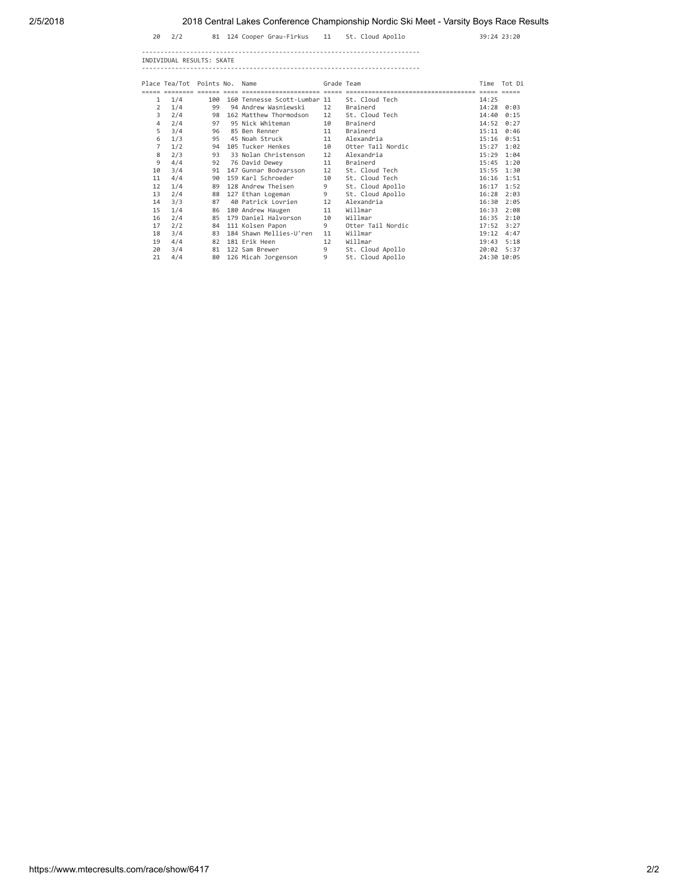| | | | | | | | | |
|---|---|---|---|---|---|---|---|---|
| 20 | 2/2 | 81 | 124 | Cooper Grau-Firkus | 11 | St. Cloud Apollo | 39:24 | 23:20 |

INDIVIDUAL RESULTS: SKATE

| Place | Tea/Tot | Points | No. | Name | Grade | Team | Time | Tot Di |
|---|---|---|---|---|---|---|---|---|
| 1 | 1/4 | 100 | 160 | Tennesse Scott-Lumbar | 11 | St. Cloud Tech | 14:25 | |
| 2 | 1/4 | 99 | 94 | Andrew Wasniewski | 12 | Brainerd | 14:28 | 0:03 |
| 3 | 2/4 | 98 | 162 | Matthew Thormodson | 12 | St. Cloud Tech | 14:40 | 0:15 |
| 4 | 2/4 | 97 | 95 | Nick Whiteman | 10 | Brainerd | 14:52 | 0:27 |
| 5 | 3/4 | 96 | 85 | Ben Renner | 11 | Brainerd | 15:11 | 0:46 |
| 6 | 1/3 | 95 | 45 | Noah Struck | 11 | Alexandria | 15:16 | 0:51 |
| 7 | 1/2 | 94 | 105 | Tucker Henkes | 10 | Otter Tail Nordic | 15:27 | 1:02 |
| 8 | 2/3 | 93 | 33 | Nolan Christenson | 12 | Alexandria | 15:29 | 1:04 |
| 9 | 4/4 | 92 | 76 | David Dewey | 11 | Brainerd | 15:45 | 1:20 |
| 10 | 3/4 | 91 | 147 | Gunnar Bodvarsson | 12 | St. Cloud Tech | 15:55 | 1:30 |
| 11 | 4/4 | 90 | 159 | Karl Schroeder | 10 | St. Cloud Tech | 16:16 | 1:51 |
| 12 | 1/4 | 89 | 128 | Andrew Theisen | 9 | St. Cloud Apollo | 16:17 | 1:52 |
| 13 | 2/4 | 88 | 127 | Ethan Logeman | 9 | St. Cloud Apollo | 16:28 | 2:03 |
| 14 | 3/3 | 87 | 40 | Patrick Lovrien | 12 | Alexandria | 16:30 | 2:05 |
| 15 | 1/4 | 86 | 180 | Andrew Haugen | 11 | Willmar | 16:33 | 2:08 |
| 16 | 2/4 | 85 | 179 | Daniel Halvorson | 10 | Willmar | 16:35 | 2:10 |
| 17 | 2/2 | 84 | 111 | Kolsen Papon | 9 | Otter Tail Nordic | 17:52 | 3:27 |
| 18 | 3/4 | 83 | 184 | Shawn Mellies-U'ren | 11 | Willmar | 19:12 | 4:47 |
| 19 | 4/4 | 82 | 181 | Erik Heen | 12 | Willmar | 19:43 | 5:18 |
| 20 | 3/4 | 81 | 122 | Sam Brewer | 9 | St. Cloud Apollo | 20:02 | 5:37 |
| 21 | 4/4 | 80 | 126 | Micah Jorgenson | 9 | St. Cloud Apollo | 24:30 | 10:05 |